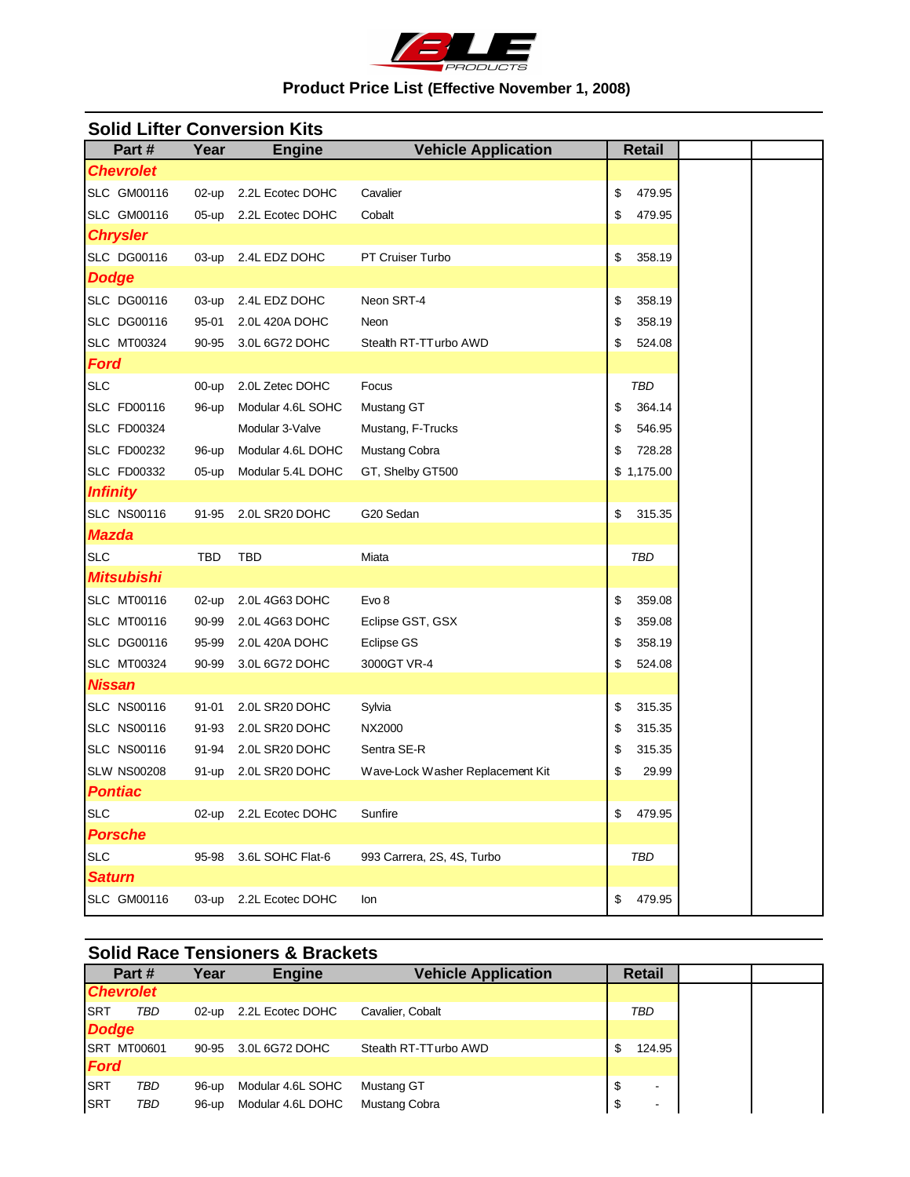# BLE PRODUCTS

## Product Price List (Effective November 1, 2008)

### Solid Lifter Conversion Kits

| Part # | Year | Engine | Vehicle Application | Retail | | |
|---|---|---|---|---|---|---|
| **Chevrolet** | | | | | | |
| SLC GM00116 | 02-up | 2.2L Ecotec DOHC | Cavalier | $ 479.95 | | |
| SLC GM00116 | 05-up | 2.2L Ecotec DOHC | Cobalt | $ 479.95 | | |
| **Chrysler** | | | | | | |
| SLC DG00116 | 03-up | 2.4L EDZ DOHC | PT Cruiser Turbo | $ 358.19 | | |
| **Dodge** | | | | | | |
| SLC DG00116 | 03-up | 2.4L EDZ DOHC | Neon SRT-4 | $ 358.19 | | |
| SLC DG00116 | 95-01 | 2.0L 420A DOHC | Neon | $ 358.19 | | |
| SLC MT00324 | 90-95 | 3.0L 6G72 DOHC | Stealth RT-TTurbo AWD | $ 524.08 | | |
| **Ford** | | | | | | |
| SLC | 00-up | 2.0L Zetec DOHC | Focus | *TBD* | | |
| SLC FD00116 | 96-up | Modular 4.6L SOHC | Mustang GT | $ 364.14 | | |
| SLC FD00324 | | Modular 3-Valve | Mustang, F-Trucks | $ 546.95 | | |
| SLC FD00232 | 96-up | Modular 4.6L DOHC | Mustang Cobra | $ 728.28 | | |
| SLC FD00332 | 05-up | Modular 5.4L DOHC | GT, Shelby GT500 | $ 1,175.00 | | |
| **Infinity** | | | | | | |
| SLC NS00116 | 91-95 | 2.0L SR20 DOHC | G20 Sedan | $ 315.35 | | |
| **Mazda** | | | | | | |
| SLC | TBD | TBD | Miata | *TBD* | | |
| **Mitsubishi** | | | | | | |
| SLC MT00116 | 02-up | 2.0L 4G63 DOHC | Evo 8 | $ 359.08 | | |
| SLC MT00116 | 90-99 | 2.0L 4G63 DOHC | Eclipse GST, GSX | $ 359.08 | | |
| SLC DG00116 | 95-99 | 2.0L 420A DOHC | Eclipse GS | $ 358.19 | | |
| SLC MT00324 | 90-99 | 3.0L 6G72 DOHC | 3000GT VR-4 | $ 524.08 | | |
| **Nissan** | | | | | | |
| SLC NS00116 | 91-01 | 2.0L SR20 DOHC | Sylvia | $ 315.35 | | |
| SLC NS00116 | 91-93 | 2.0L SR20 DOHC | NX2000 | $ 315.35 | | |
| SLC NS00116 | 91-94 | 2.0L SR20 DOHC | Sentra SE-R | $ 315.35 | | |
| SLW NS00208 | 91-up | 2.0L SR20 DOHC | Wave-Lock Washer Replacement Kit | $ 29.99 | | |
| **Pontiac** | | | | | | |
| SLC | 02-up | 2.2L Ecotec DOHC | Sunfire | $ 479.95 | | |
| **Porsche** | | | | | | |
| SLC | 95-98 | 3.6L SOHC Flat-6 | 993 Carrera, 2S, 4S, Turbo | *TBD* | | |
| **Saturn** | | | | | | |
| SLC GM00116 | 03-up | 2.2L Ecotec DOHC | Ion | $ 479.95 | | |

### Solid Race Tensioners & Brackets

| Part # | Year | Engine | Vehicle Application | Retail | | |
|---|---|---|---|---|---|---|
| **Chevrolet** | | | | | | |
| SRT *TBD* | 02-up | 2.2L Ecotec DOHC | Cavalier, Cobalt | *TBD* | | |
| **Dodge** | | | | | | |
| SRT MT00601 | 90-95 | 3.0L 6G72 DOHC | Stealth RT-TTurbo AWD | $ 124.95 | | |
| **Ford** | | | | | | |
| SRT *TBD* | 96-up | Modular 4.6L SOHC | Mustang GT | $ - | | |
| SRT *TBD* | 96-up | Modular 4.6L DOHC | Mustang Cobra | $ - | | |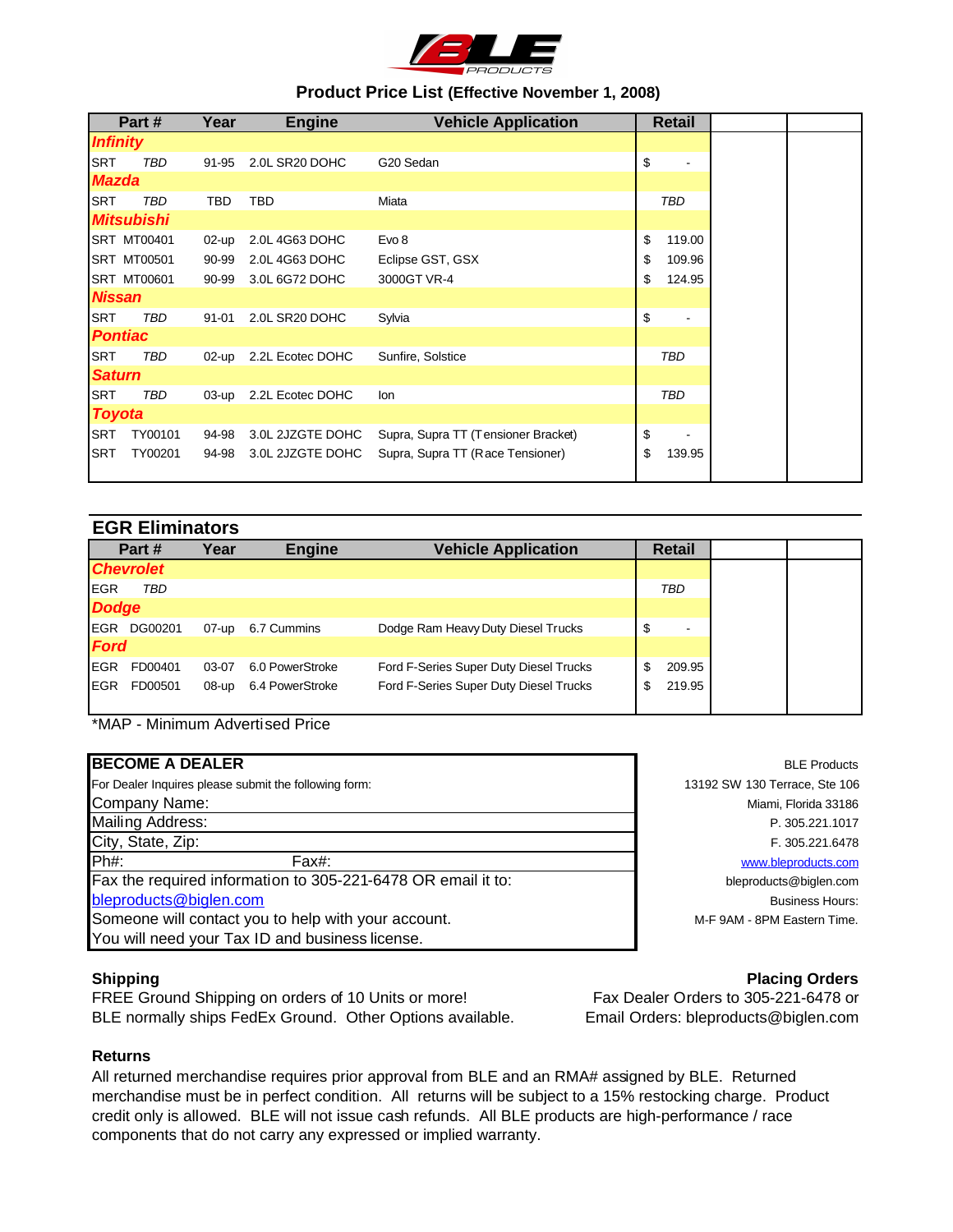BLE PRODUCTS

## Product Price List (Effective November 1, 2008)

| Part # | | Year | Engine | Vehicle Application | Retail | | |
|---|---|---|---|---|---|---|---|
| ***Infinity*** | | | | | | | |
| SRT | *TBD* | 91-95 | 2.0L SR20 DOHC | G20 Sedan | $ - | | |
| ***Mazda*** | | | | | | | |
| SRT | *TBD* | TBD | TBD | Miata | *TBD* | | |
| ***Mitsubishi*** | | | | | | | |
| SRT | MT00401 | 02-up | 2.0L 4G63 DOHC | Evo 8 | $ 119.00 | | |
| SRT | MT00501 | 90-99 | 2.0L 4G63 DOHC | Eclipse GST, GSX | $ 109.96 | | |
| SRT | MT00601 | 90-99 | 3.0L 6G72 DOHC | 3000GT VR-4 | $ 124.95 | | |
| ***Nissan*** | | | | | | | |
| SRT | *TBD* | 91-01 | 2.0L SR20 DOHC | Sylvia | $ - | | |
| ***Pontiac*** | | | | | | | |
| SRT | *TBD* | 02-up | 2.2L Ecotec DOHC | Sunfire, Solstice | *TBD* | | |
| ***Saturn*** | | | | | | | |
| SRT | *TBD* | 03-up | 2.2L Ecotec DOHC | Ion | *TBD* | | |
| ***Toyota*** | | | | | | | |
| SRT | TY00101 | 94-98 | 3.0L 2JZGTE DOHC | Supra, Supra TT (Tensioner Bracket) | $ - | | |
| SRT | TY00201 | 94-98 | 3.0L 2JZGTE DOHC | Supra, Supra TT (Race Tensioner) | $ 139.95 | | |

## EGR Eliminators

| Part # | | Year | Engine | Vehicle Application | Retail | | |
|---|---|---|---|---|---|---|---|
| ***Chevrolet*** | | | | | | | |
| EGR | *TBD* | | | | *TBD* | | |
| ***Dodge*** | | | | | | | |
| EGR | DG00201 | 07-up | 6.7 Cummins | Dodge Ram Heavy Duty Diesel Trucks | $ - | | |
| ***Ford*** | | | | | | | |
| EGR | FD00401 | 03-07 | 6.0 PowerStroke | Ford F-Series Super Duty Diesel Trucks | $ 209.95 | | |
| EGR | FD00501 | 08-up | 6.4 PowerStroke | Ford F-Series Super Duty Diesel Trucks | $ 219.95 | | |

*MAP - Minimum Advertised Price

**BECOME A DEALER**

For Dealer Inquires please submit the following form:

Company Name:

Mailing Address:

City, State, Zip:

Ph#: Fax#:

Fax the required information to 305-221-6478 OR email it to:

bleproducts@biglen.com

Someone will contact you to help with your account.

You will need your Tax ID and business license.

BLE Products
13192 SW 130 Terrace, Ste 106
Miami, Florida 33186
P. 305.221.1017
F. 305.221.6478
www.bleproducts.com
bleproducts@biglen.com
Business Hours:
M-F 9AM - 8PM Eastern Time.

**Shipping**

FREE Ground Shipping on orders of 10 Units or more!
BLE normally ships FedEx Ground. Other Options available.

**Placing Orders**

Fax Dealer Orders to 305-221-6478 or
Email Orders: bleproducts@biglen.com

**Returns**

All returned merchandise requires prior approval from BLE and an RMA# assigned by BLE. Returned merchandise must be in perfect condition. All returns will be subject to a 15% restocking charge. Product credit only is allowed. BLE will not issue cash refunds. All BLE products are high-performance / race components that do not carry any expressed or implied warranty.